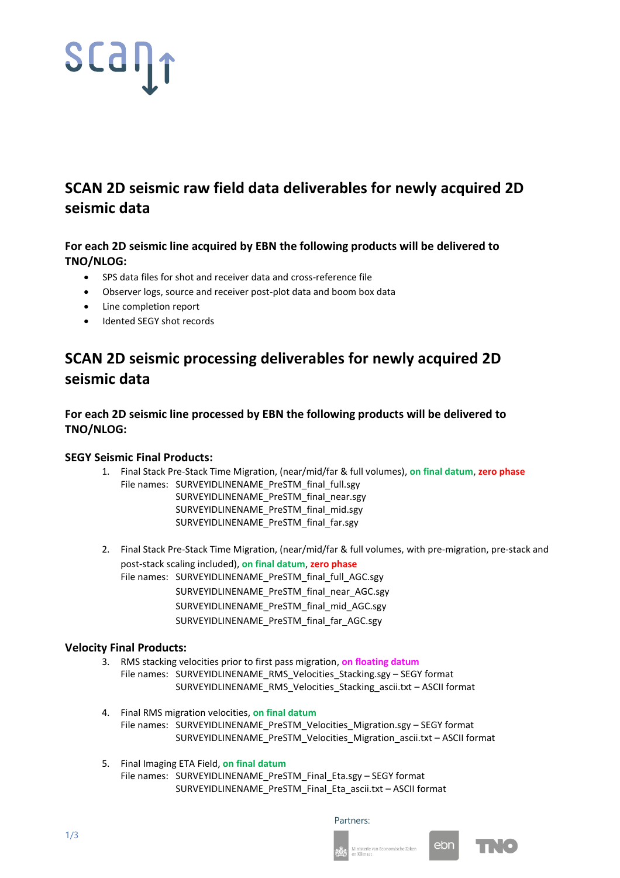# SCAN 2D seismic raw field data deliverables for newly acquired 2D seismic data

### For each 2D seismic line acquired by EBN the following products will be delivered to TNO/NLOG:

- SPS data files for shot and receiver data and cross-reference file
- Observer logs, source and receiver post-plot data and boom box data
- Line completion report
- Idented SEGY shot records

# SCAN 2D seismic processing deliverables for newly acquired 2D seismic data

### For each 2D seismic line processed by EBN the following products will be delivered to TNO/NLOG:

### SEGY Seismic Final Products:

1. Final Stack Pre-Stack Time Migration, (near/mid/far & full volumes), **on final datum**, **zero phase**
   File names: SURVEYIDLINENAME_PreSTM_final_full.sgy
   SURVEYIDLINENAME_PreSTM_final_near.sgy
   SURVEYIDLINENAME_PreSTM_final_mid.sgy
   SURVEYIDLINENAME_PreSTM_final_far.sgy

2. Final Stack Pre-Stack Time Migration, (near/mid/far & full volumes, with pre-migration, pre-stack and post-stack scaling included), **on final datum**, **zero phase**
   File names: SURVEYIDLINENAME_PreSTM_final_full_AGC.sgy
   SURVEYIDLINENAME_PreSTM_final_near_AGC.sgy
   SURVEYIDLINENAME_PreSTM_final_mid_AGC.sgy
   SURVEYIDLINENAME_PreSTM_final_far_AGC.sgy

### Velocity Final Products:

3. RMS stacking velocities prior to first pass migration, **on floating datum**
   File names: SURVEYIDLINENAME_RMS_Velocities_Stacking.sgy – SEGY format
   SURVEYIDLINENAME_RMS_Velocities_Stacking_ascii.txt – ASCII format

4. Final RMS migration velocities, **on final datum**
   File names: SURVEYIDLINENAME_PreSTM_Velocities_Migration.sgy – SEGY format
   SURVEYIDLINENAME_PreSTM_Velocities_Migration_ascii.txt – ASCII format

5. Final Imaging ETA Field, **on final datum**
   File names: SURVEYIDLINENAME_PreSTM_Final_Eta.sgy – SEGY format
   SURVEYIDLINENAME_PreSTM_Final_Eta_ascii.txt – ASCII format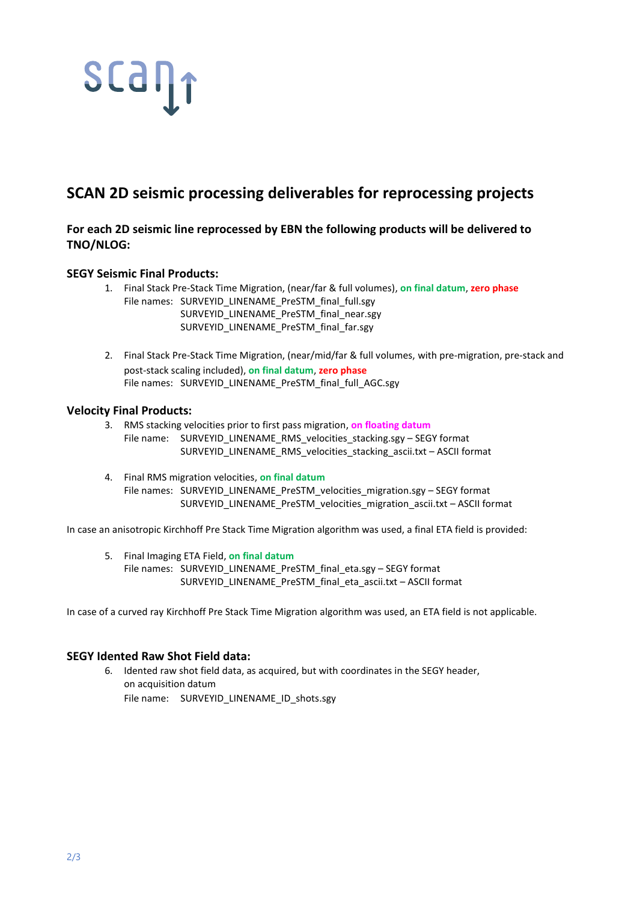# SCAN 2D seismic processing deliverables for reprocessing projects

### For each 2D seismic line reprocessed by EBN the following products will be delivered to TNO/NLOG:

#### SEGY Seismic Final Products:

1. Final Stack Pre-Stack Time Migration, (near/far & full volumes), **on final datum**, **zero phase**
   File names: SURVEYID_LINENAME_PreSTM_final_full.sgy
   SURVEYID_LINENAME_PreSTM_final_near.sgy
   SURVEYID_LINENAME_PreSTM_final_far.sgy

2. Final Stack Pre-Stack Time Migration, (near/mid/far & full volumes, with pre-migration, pre-stack and post-stack scaling included), **on final datum**, **zero phase**
   File names: SURVEYID_LINENAME_PreSTM_final_full_AGC.sgy

#### Velocity Final Products:

3. RMS stacking velocities prior to first pass migration, **on floating datum**
   File name: SURVEYID_LINENAME_RMS_velocities_stacking.sgy – SEGY format
   SURVEYID_LINENAME_RMS_velocities_stacking_ascii.txt – ASCII format

4. Final RMS migration velocities, **on final datum**
   File names: SURVEYID_LINENAME_PreSTM_velocities_migration.sgy – SEGY format
   SURVEYID_LINENAME_PreSTM_velocities_migration_ascii.txt – ASCII format

In case an anisotropic Kirchhoff Pre Stack Time Migration algorithm was used, a final ETA field is provided:

5. Final Imaging ETA Field, **on final datum**
   File names: SURVEYID_LINENAME_PreSTM_final_eta.sgy – SEGY format
   SURVEYID_LINENAME_PreSTM_final_eta_ascii.txt – ASCII format

In case of a curved ray Kirchhoff Pre Stack Time Migration algorithm was used, an ETA field is not applicable.

#### SEGY Idented Raw Shot Field data:

6. Idented raw shot field data, as acquired, but with coordinates in the SEGY header, on acquisition datum
   File name: SURVEYID_LINENAME_ID_shots.sgy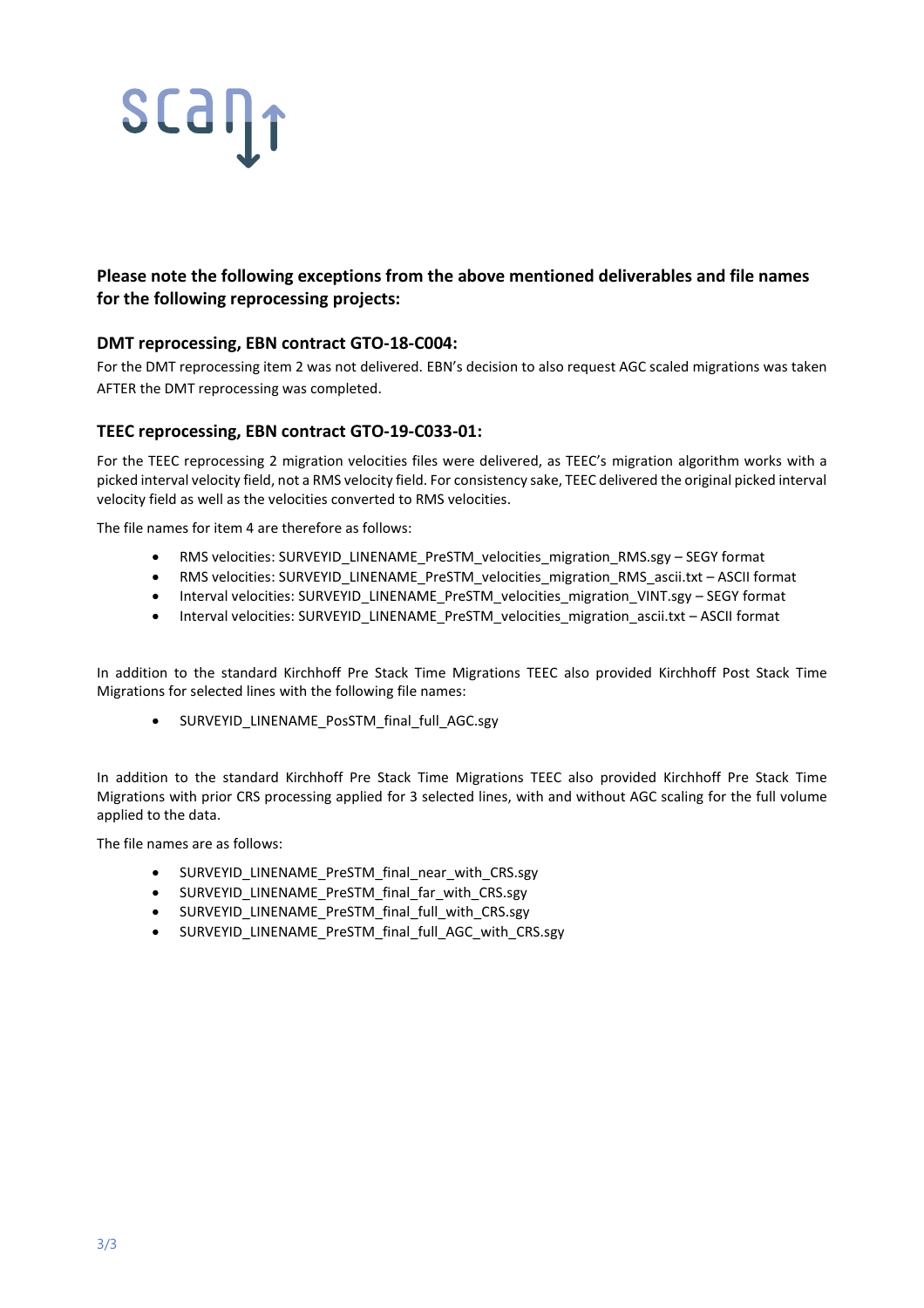**Please note the following exceptions from the above mentioned deliverables and file names for the following reprocessing projects:**

### DMT reprocessing, EBN contract GTO-18-C004:

For the DMT reprocessing item 2 was not delivered. EBN's decision to also request AGC scaled migrations was taken AFTER the DMT reprocessing was completed.

### TEEC reprocessing, EBN contract GTO-19-C033-01:

For the TEEC reprocessing 2 migration velocities files were delivered, as TEEC's migration algorithm works with a picked interval velocity field, not a RMS velocity field. For consistency sake, TEEC delivered the original picked interval velocity field as well as the velocities converted to RMS velocities.

The file names for item 4 are therefore as follows:

- RMS velocities: SURVEYID_LINENAME_PreSTM_velocities_migration_RMS.sgy – SEGY format
- RMS velocities: SURVEYID_LINENAME_PreSTM_velocities_migration_RMS_ascii.txt – ASCII format
- Interval velocities: SURVEYID_LINENAME_PreSTM_velocities_migration_VINT.sgy – SEGY format
- Interval velocities: SURVEYID_LINENAME_PreSTM_velocities_migration_ascii.txt – ASCII format

In addition to the standard Kirchhoff Pre Stack Time Migrations TEEC also provided Kirchhoff Post Stack Time Migrations for selected lines with the following file names:

- SURVEYID_LINENAME_PosSTM_final_full_AGC.sgy

In addition to the standard Kirchhoff Pre Stack Time Migrations TEEC also provided Kirchhoff Pre Stack Time Migrations with prior CRS processing applied for 3 selected lines, with and without AGC scaling for the full volume applied to the data.

The file names are as follows:

- SURVEYID_LINENAME_PreSTM_final_near_with_CRS.sgy
- SURVEYID_LINENAME_PreSTM_final_far_with_CRS.sgy
- SURVEYID_LINENAME_PreSTM_final_full_with_CRS.sgy
- SURVEYID_LINENAME_PreSTM_final_full_AGC_with_CRS.sgy